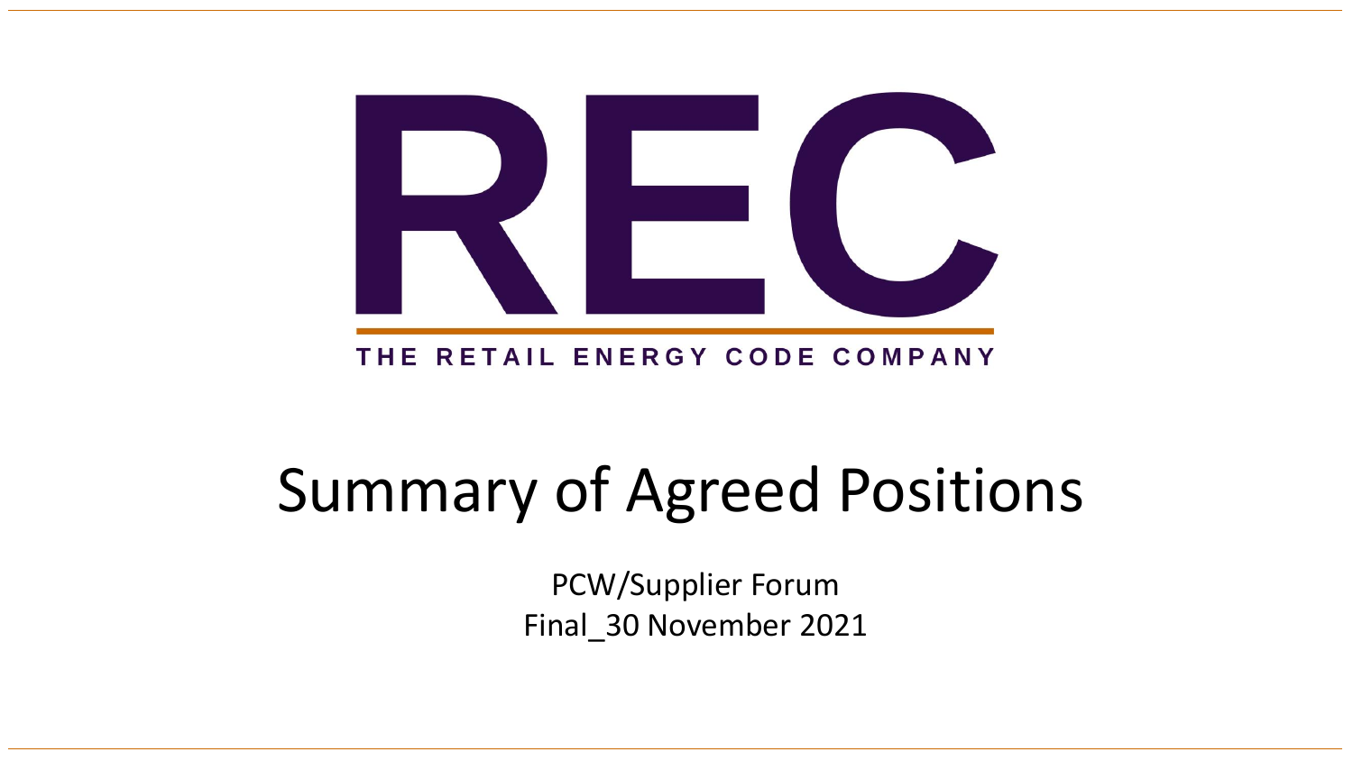# REC

THE RETAIL ENERGY CODE COMPANY

# Summary of Agreed Positions

PCW/Supplier Forum

Final_30 November 2021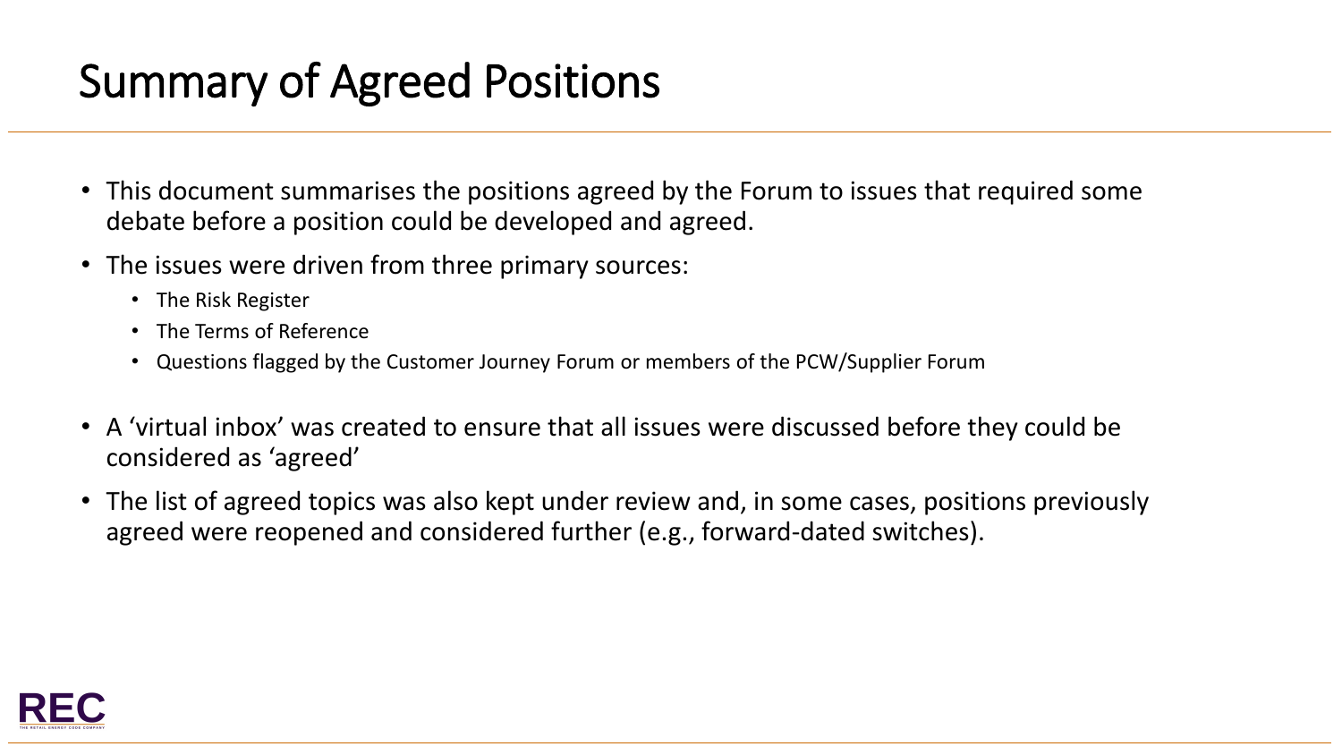# Summary of Agreed Positions

- This document summarises the positions agreed by the Forum to issues that required some debate before a position could be developed and agreed.
- The issues were driven from three primary sources:
  - The Risk Register
  - The Terms of Reference
  - Questions flagged by the Customer Journey Forum or members of the PCW/Supplier Forum
- A 'virtual inbox' was created to ensure that all issues were discussed before they could be considered as 'agreed'
- The list of agreed topics was also kept under review and, in some cases, positions previously agreed were reopened and considered further (e.g., forward-dated switches).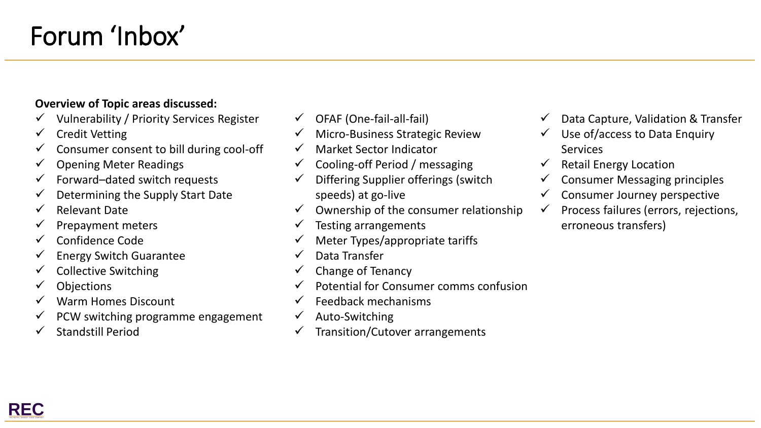# Forum 'Inbox'

**Overview of Topic areas discussed:**

- ✓ Vulnerability / Priority Services Register
- ✓ Credit Vetting
- ✓ Consumer consent to bill during cool-off
- ✓ Opening Meter Readings
- ✓ Forward–dated switch requests
- ✓ Determining the Supply Start Date
- ✓ Relevant Date
- ✓ Prepayment meters
- ✓ Confidence Code
- ✓ Energy Switch Guarantee
- ✓ Collective Switching
- ✓ Objections
- ✓ Warm Homes Discount
- ✓ PCW switching programme engagement
- ✓ Standstill Period
- ✓ OFAF (One-fail-all-fail)
- ✓ Micro-Business Strategic Review
- ✓ Market Sector Indicator
- ✓ Cooling-off Period / messaging
- ✓ Differing Supplier offerings (switch speeds) at go-live
- ✓ Ownership of the consumer relationship
- ✓ Testing arrangements
- ✓ Meter Types/appropriate tariffs
- ✓ Data Transfer
- ✓ Change of Tenancy
- ✓ Potential for Consumer comms confusion
- ✓ Feedback mechanisms
- ✓ Auto-Switching
- ✓ Transition/Cutover arrangements
- ✓ Data Capture, Validation & Transfer
- ✓ Use of/access to Data Enquiry Services
- ✓ Retail Energy Location
- ✓ Consumer Messaging principles
- ✓ Consumer Journey perspective
- ✓ Process failures (errors, rejections, erroneous transfers)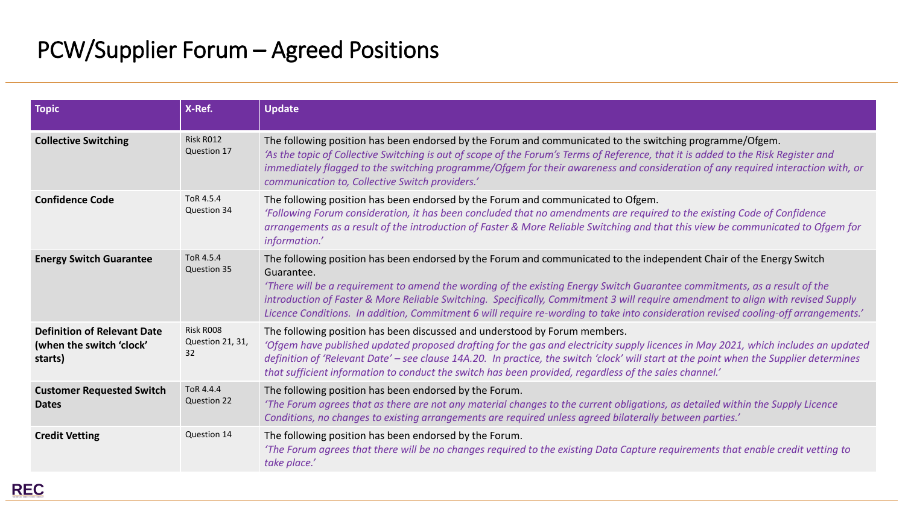# PCW/Supplier Forum – Agreed Positions

| Topic | X-Ref. | Update |
| --- | --- | --- |
| **Collective Switching** | Risk R012<br>Question 17 | The following position has been endorsed by the Forum and communicated to the switching programme/Ofgem.<br>*'As the topic of Collective Switching is out of scope of the Forum's Terms of Reference, that it is added to the Risk Register and immediately flagged to the switching programme/Ofgem for their awareness and consideration of any required interaction with, or communication to, Collective Switch providers.'* |
| **Confidence Code** | ToR 4.5.4<br>Question 34 | The following position has been endorsed by the Forum and communicated to Ofgem.<br>*'Following Forum consideration, it has been concluded that no amendments are required to the existing Code of Confidence arrangements as a result of the introduction of Faster & More Reliable Switching and that this view be communicated to Ofgem for information.'* |
| **Energy Switch Guarantee** | ToR 4.5.4<br>Question 35 | The following position has been endorsed by the Forum and communicated to the independent Chair of the Energy Switch Guarantee.<br>*'There will be a requirement to amend the wording of the existing Energy Switch Guarantee commitments, as a result of the introduction of Faster & More Reliable Switching. Specifically, Commitment 3 will require amendment to align with revised Supply Licence Conditions. In addition, Commitment 6 will require re-wording to take into consideration revised cooling-off arrangements.'* |
| **Definition of Relevant Date (when the switch 'clock' starts)** | Risk R008<br>Question 21, 31, 32 | The following position has been discussed and understood by Forum members.<br>*'Ofgem have published updated proposed drafting for the gas and electricity supply licences in May 2021, which includes an updated definition of 'Relevant Date' – see clause 14A.20. In practice, the switch 'clock' will start at the point when the Supplier determines that sufficient information to conduct the switch has been provided, regardless of the sales channel.'* |
| **Customer Requested Switch Dates** | ToR 4.4.4<br>Question 22 | The following position has been endorsed by the Forum.<br>*'The Forum agrees that as there are not any material changes to the current obligations, as detailed within the Supply Licence Conditions, no changes to existing arrangements are required unless agreed bilaterally between parties.'* |
| **Credit Vetting** | Question 14 | The following position has been endorsed by the Forum.<br>*'The Forum agrees that there will be no changes required to the existing Data Capture requirements that enable credit vetting to take place.'* |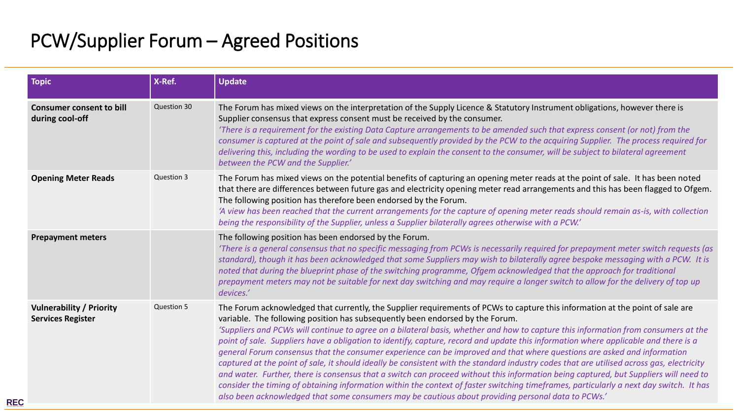# PCW/Supplier Forum – Agreed Positions

| Topic | X-Ref. | Update |
|---|---|---|
| **Consumer consent to bill during cool-off** | Question 30 | The Forum has mixed views on the interpretation of the Supply Licence & Statutory Instrument obligations, however there is Supplier consensus that express consent must be received by the consumer. *'There is a requirement for the existing Data Capture arrangements to be amended such that express consent (or not) from the consumer is captured at the point of sale and subsequently provided by the PCW to the acquiring Supplier. The process required for delivering this, including the wording to be used to explain the consent to the consumer, will be subject to bilateral agreement between the PCW and the Supplier.'* |
| **Opening Meter Reads** | Question 3 | The Forum has mixed views on the potential benefits of capturing an opening meter reads at the point of sale. It has been noted that there are differences between future gas and electricity opening meter read arrangements and this has been flagged to Ofgem. The following position has therefore been endorsed by the Forum. *'A view has been reached that the current arrangements for the capture of opening meter reads should remain as-is, with collection being the responsibility of the Supplier, unless a Supplier bilaterally agrees otherwise with a PCW.'* |
| **Prepayment meters** | | The following position has been endorsed by the Forum. *'There is a general consensus that no specific messaging from PCWs is necessarily required for prepayment meter switch requests (as standard), though it has been acknowledged that some Suppliers may wish to bilaterally agree bespoke messaging with a PCW. It is noted that during the blueprint phase of the switching programme, Ofgem acknowledged that the approach for traditional prepayment meters may not be suitable for next day switching and may require a longer switch to allow for the delivery of top up devices.'* |
| **Vulnerability / Priority Services Register** | Question 5 | The Forum acknowledged that currently, the Supplier requirements of PCWs to capture this information at the point of sale are variable. The following position has subsequently been endorsed by the Forum. *'Suppliers and PCWs will continue to agree on a bilateral basis, whether and how to capture this information from consumers at the point of sale. Suppliers have a obligation to identify, capture, record and update this information where applicable and there is a general Forum consensus that the consumer experience can be improved and that where questions are asked and information captured at the point of sale, it should ideally be consistent with the standard industry codes that are utilised across gas, electricity and water. Further, there is consensus that a switch can proceed without this information being captured, but Suppliers will need to consider the timing of obtaining information within the context of faster switching timeframes, particularly a next day switch. It has also been acknowledged that some consumers may be cautious about providing personal data to PCWs.'* |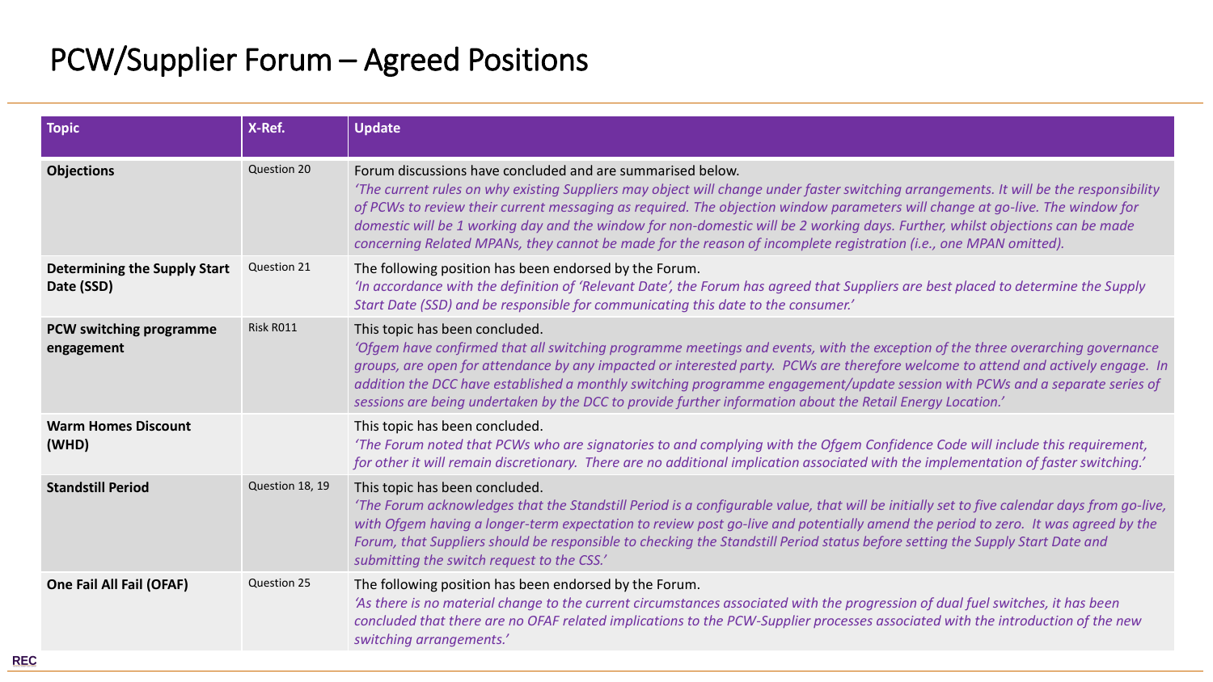# PCW/Supplier Forum – Agreed Positions

| Topic | X-Ref. | Update |
|---|---|---|
| **Objections** | Question 20 | Forum discussions have concluded and are summarised below. *'The current rules on why existing Suppliers may object will change under faster switching arrangements. It will be the responsibility of PCWs to review their current messaging as required. The objection window parameters will change at go-live. The window for domestic will be 1 working day and the window for non-domestic will be 2 working days. Further, whilst objections can be made concerning Related MPANs, they cannot be made for the reason of incomplete registration (i.e., one MPAN omitted).* |
| **Determining the Supply Start Date (SSD)** | Question 21 | The following position has been endorsed by the Forum. *'In accordance with the definition of 'Relevant Date', the Forum has agreed that Suppliers are best placed to determine the Supply Start Date (SSD) and be responsible for communicating this date to the consumer.'* |
| **PCW switching programme engagement** | Risk R011 | This topic has been concluded. *'Ofgem have confirmed that all switching programme meetings and events, with the exception of the three overarching governance groups, are open for attendance by any impacted or interested party. PCWs are therefore welcome to attend and actively engage. In addition the DCC have established a monthly switching programme engagement/update session with PCWs and a separate series of sessions are being undertaken by the DCC to provide further information about the Retail Energy Location.'* |
| **Warm Homes Discount (WHD)** | | This topic has been concluded. *'The Forum noted that PCWs who are signatories to and complying with the Ofgem Confidence Code will include this requirement, for other it will remain discretionary. There are no additional implication associated with the implementation of faster switching.'* |
| **Standstill Period** | Question 18, 19 | This topic has been concluded. *'The Forum acknowledges that the Standstill Period is a configurable value, that will be initially set to five calendar days from go-live, with Ofgem having a longer-term expectation to review post go-live and potentially amend the period to zero. It was agreed by the Forum, that Suppliers should be responsible to checking the Standstill Period status before setting the Supply Start Date and submitting the switch request to the CSS.'* |
| **One Fail All Fail (OFAF)** | Question 25 | The following position has been endorsed by the Forum. *'As there is no material change to the current circumstances associated with the progression of dual fuel switches, it has been concluded that there are no OFAF related implications to the PCW-Supplier processes associated with the introduction of the new switching arrangements.'* |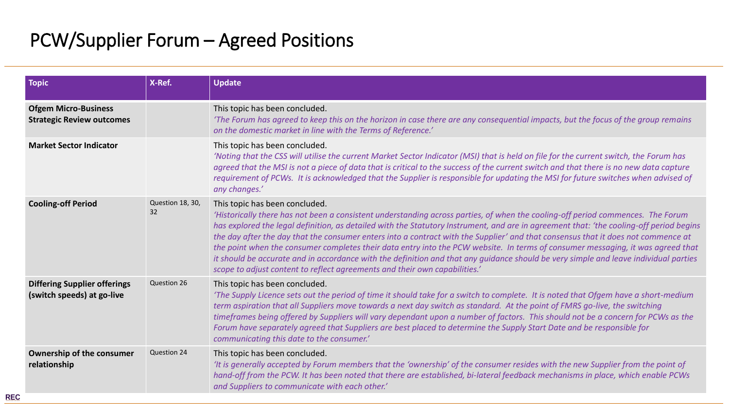# PCW/Supplier Forum – Agreed Positions

| Topic | X-Ref. | Update |
|---|---|---|
| **Ofgem Micro-Business Strategic Review outcomes** | | This topic has been concluded. *'The Forum has agreed to keep this on the horizon in case there are any consequential impacts, but the focus of the group remains on the domestic market in line with the Terms of Reference.'* |
| **Market Sector Indicator** | | This topic has been concluded. *'Noting that the CSS will utilise the current Market Sector Indicator (MSI) that is held on file for the current switch, the Forum has agreed that the MSI is not a piece of data that is critical to the success of the current switch and that there is no new data capture requirement of PCWs. It is acknowledged that the Supplier is responsible for updating the MSI for future switches when advised of any changes.'* |
| **Cooling-off Period** | Question 18, 30, 32 | This topic has been concluded. *'Historically there has not been a consistent understanding across parties, of when the cooling-off period commences. The Forum has explored the legal definition, as detailed with the Statutory Instrument, and are in agreement that: 'the cooling-off period begins the day after the day that the consumer enters into a contract with the Supplier' and that consensus that it does not commence at the point when the consumer completes their data entry into the PCW website. In terms of consumer messaging, it was agreed that it should be accurate and in accordance with the definition and that any guidance should be very simple and leave individual parties scope to adjust content to reflect agreements and their own capabilities.'* |
| **Differing Supplier offerings (switch speeds) at go-live** | Question 26 | This topic has been concluded. *'The Supply Licence sets out the period of time it should take for a switch to complete. It is noted that Ofgem have a short-medium term aspiration that all Suppliers move towards a next day switch as standard. At the point of FMRS go-live, the switching timeframes being offered by Suppliers will vary dependant upon a number of factors. This should not be a concern for PCWs as the Forum have separately agreed that Suppliers are best placed to determine the Supply Start Date and be responsible for communicating this date to the consumer.'* |
| **Ownership of the consumer relationship** | Question 24 | This topic has been concluded. *'It is generally accepted by Forum members that the 'ownership' of the consumer resides with the new Supplier from the point of hand-off from the PCW. It has been noted that there are established, bi-lateral feedback mechanisms in place, which enable PCWs and Suppliers to communicate with each other.'* |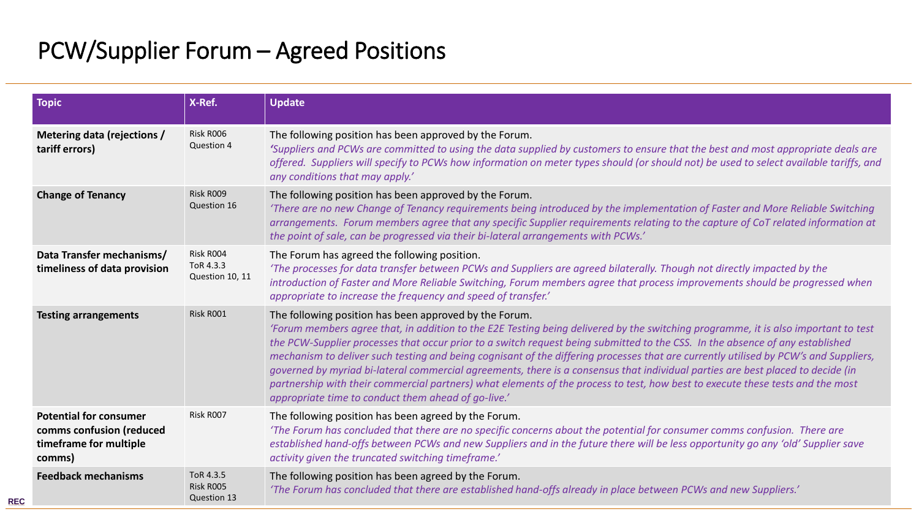# PCW/Supplier Forum – Agreed Positions

| Topic | X-Ref. | Update |
|---|---|---|
| **Metering data (rejections / tariff errors)** | Risk R006<br>Question 4 | The following position has been approved by the Forum.<br>*'Suppliers and PCWs are committed to using the data supplied by customers to ensure that the best and most appropriate deals are offered. Suppliers will specify to PCWs how information on meter types should (or should not) be used to select available tariffs, and any conditions that may apply.'* |
| **Change of Tenancy** | Risk R009<br>Question 16 | The following position has been approved by the Forum.<br>*'There are no new Change of Tenancy requirements being introduced by the implementation of Faster and More Reliable Switching arrangements. Forum members agree that any specific Supplier requirements relating to the capture of CoT related information at the point of sale, can be progressed via their bi-lateral arrangements with PCWs.'* |
| **Data Transfer mechanisms/ timeliness of data provision** | Risk R004<br>ToR 4.3.3<br>Question 10, 11 | The Forum has agreed the following position.<br>*'The processes for data transfer between PCWs and Suppliers are agreed bilaterally. Though not directly impacted by the introduction of Faster and More Reliable Switching, Forum members agree that process improvements should be progressed when appropriate to increase the frequency and speed of transfer.'* |
| **Testing arrangements** | Risk R001 | The following position has been approved by the Forum.<br>*'Forum members agree that, in addition to the E2E Testing being delivered by the switching programme, it is also important to test the PCW-Supplier processes that occur prior to a switch request being submitted to the CSS. In the absence of any established mechanism to deliver such testing and being cognisant of the differing processes that are currently utilised by PCW's and Suppliers, governed by myriad bi-lateral commercial agreements, there is a consensus that individual parties are best placed to decide (in partnership with their commercial partners) what elements of the process to test, how best to execute these tests and the most appropriate time to conduct them ahead of go-live.'* |
| **Potential for consumer comms confusion (reduced timeframe for multiple comms)** | Risk R007 | The following position has been agreed by the Forum.<br>*'The Forum has concluded that there are no specific concerns about the potential for consumer comms confusion. There are established hand-offs between PCWs and new Suppliers and in the future there will be less opportunity go any 'old' Supplier save activity given the truncated switching timeframe.'* |
| **Feedback mechanisms** | ToR 4.3.5<br>Risk R005<br>Question 13 | The following position has been agreed by the Forum.<br>*'The Forum has concluded that there are established hand-offs already in place between PCWs and new Suppliers.'* |